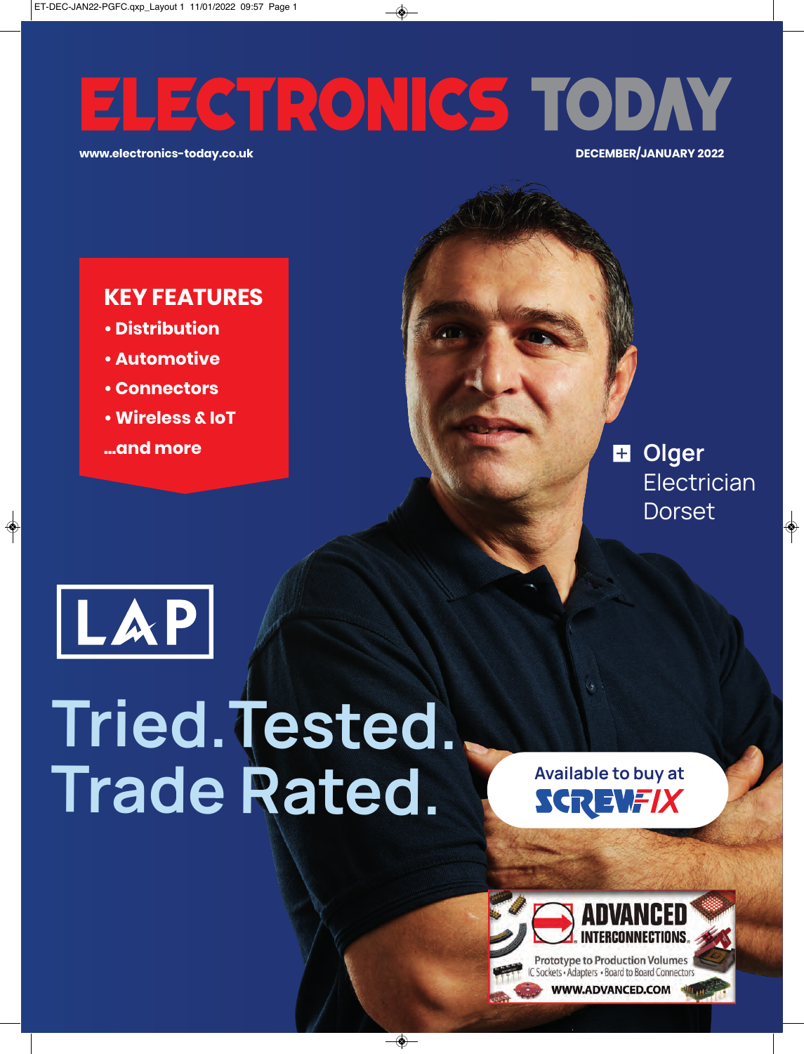# ELECTRONICS TODAY

www.electronics-today.co.uk

DECEMBER/JANUARY 2022

## KEY FEATURES

- Distribution
- Automotive
- Connectors
- Wireless & IoT

...and more

**Olger**
Electrician
Dorset

LAP

Tried. Tested.
Trade Rated.

Available to buy at SCREWFIX

ADVANCED INTERCONNECTIONS

Prototype to Production Volumes
IC Sockets • Adapters • Board to Board Connectors
WWW.ADVANCED.COM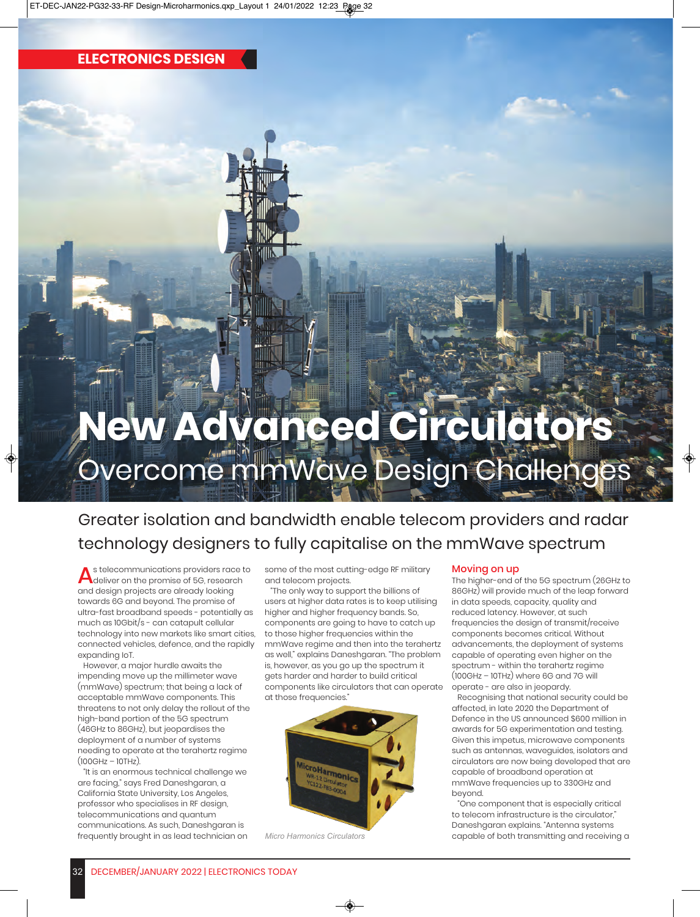ELECTRONICS DESIGN

# New Advanced Circulators

## Overcome mmWave Design Challenges

Greater isolation and bandwidth enable telecom providers and radar technology designers to fully capitalise on the mmWave spectrum

As telecommunications providers race to deliver on the promise of 5G, research and design projects are already looking towards 6G and beyond. The promise of ultra-fast broadband speeds - potentially as much as 10Gbit/s - can catapult cellular technology into new markets like smart cities, connected vehicles, defence, and the rapidly expanding IoT.

However, a major hurdle awaits the impending move up the millimeter wave (mmWave) spectrum; that being a lack of acceptable mmWave components. This threatens to not only delay the rollout of the high-band portion of the 5G spectrum (46GHz to 86GHz), but jeopardises the deployment of a number of systems needing to operate at the terahertz regime (100GHz – 10THz).

"It is an enormous technical challenge we are facing," says Fred Daneshgaran, a California State University, Los Angeles, professor who specialises in RF design, telecommunications and quantum communications. As such, Daneshgaran is frequently brought in as lead technician on some of the most cutting-edge RF military and telecom projects.

"The only way to support the billions of users at higher data rates is to keep utilising higher and higher frequency bands. So, components are going to have to catch up to those higher frequencies within the mmWave regime and then into the terahertz as well," explains Daneshgaran. "The problem is, however, as you go up the spectrum it gets harder and harder to build critical components like circulators that can operate at those frequencies."

*Micro Harmonics Circulators*

### Moving on up

The higher-end of the 5G spectrum (26GHz to 86GHz) will provide much of the leap forward in data speeds, capacity, quality and reduced latency. However, at such frequencies the design of transmit/receive components becomes critical. Without advancements, the deployment of systems capable of operating even higher on the spectrum - within the terahertz regime (100GHz – 10THz) where 6G and 7G will operate - are also in jeopardy.

Recognising that national security could be affected, in late 2020 the Department of Defence in the US announced $600 million in awards for 5G experimentation and testing. Given this impetus, microwave components such as antennas, waveguides, isolators and circulators are now being developed that are capable of broadband operation at mmWave frequencies up to 330GHz and beyond.

"One component that is especially critical to telecom infrastructure is the circulator," Daneshgaran explains. "Antenna systems capable of both transmitting and receiving a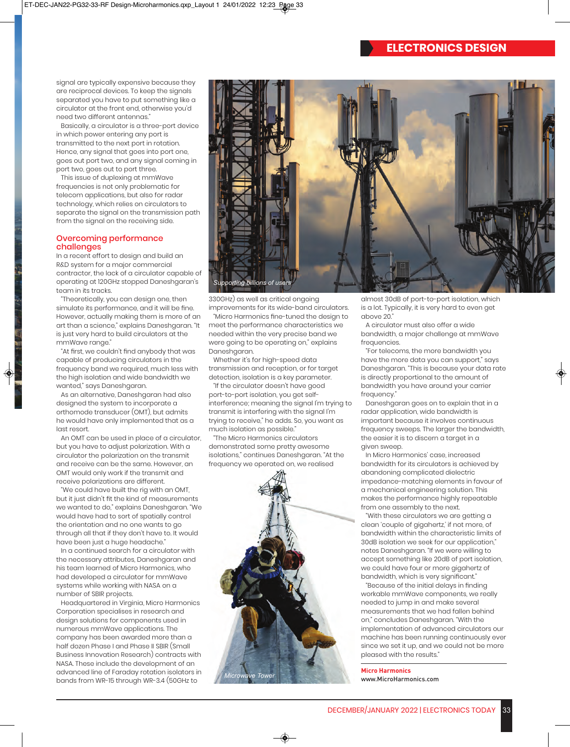signal are typically expensive because they are reciprocal devices. To keep the signals separated you have to put something like a circulator at the front end, otherwise you'd need two different antennas."

Basically, a circulator is a three-port device in which power entering any port is transmitted to the next port in rotation. Hence, any signal that goes into port one, goes out port two, and any signal coming in port two, goes out to port three.

This issue of duplexing at mmWave frequencies is not only problematic for telecom applications, but also for radar technology, which relies on circulators to separate the signal on the transmission path from the signal on the receiving side.

## Overcoming performance challenges

In a recent effort to design and build an R&D system for a major commercial contractor, the lack of a circulator capable of operating at 120GHz stopped Daneshgaran's team in its tracks.

"Theoretically, you can design one, then simulate its performance, and it will be fine. However, actually making them is more of an art than a science," explains Daneshgaran. "It is just very hard to build circulators at the mmWave range."

"At first, we couldn't find anybody that was capable of producing circulators in the frequency band we required, much less with the high isolation and wide bandwidth we wanted," says Daneshgaran.

As an alternative, Daneshgaran had also designed the system to incorporate a orthomode transducer (OMT), but admits he would have only implemented that as a last resort.

An OMT can be used in place of a circulator, but you have to adjust polarization. With a circulator the polarization on the transmit and receive can be the same. However, an OMT would only work if the transmit and receive polarizations are different.

"We could have built the rig with an OMT, but it just didn't fit the kind of measurements we wanted to do," explains Daneshgaran. "We would have had to sort of spatially control the orientation and no one wants to go through all that if they don't have to. It would have been just a huge headache."

In a continued search for a circulator with the necessary attributes, Daneshgaran and his team learned of Micro Harmonics, who had developed a circulator for mmWave systems while working with NASA on a number of SBIR projects.

Headquartered in Virginia, Micro Harmonics Corporation specialises in research and design solutions for components used in numerous mmWave applications. The company has been awarded more than a half dozen Phase I and Phase II SBIR (Small Business Innovation Research) contracts with NASA. These include the development of an advanced line of Faraday rotation isolators in bands from WR-15 through WR-3.4 (50GHz to 330GHz) as well as critical ongoing improvements for its wide-band circulators.

*Supporting billions of users*

"Micro Harmonics fine-tuned the design to meet the performance characteristics we needed within the very precise band we were going to be operating on," explains Daneshgaran.

Whether it's for high-speed data transmission and reception, or for target detection, isolation is a key parameter.

"If the circulator doesn't have good port-to-port isolation, you get self-interference; meaning the signal I'm trying to transmit is interfering with the signal I'm trying to receive," he adds. So, you want as much isolation as possible."

"The Micro Harmonics circulators demonstrated some pretty awesome isolations," continues Daneshgaran. "At the frequency we operated on, we realised almost 30dB of port-to-port isolation, which is a lot. Typically, it is very hard to even get above 20."

*Microwave Tower*

A circulator must also offer a wide bandwidth, a major challenge at mmWave frequencies.

"For telecoms, the more bandwidth you have the more data you can support," says Daneshgaran. "This is because your data rate is directly proportional to the amount of bandwidth you have around your carrier frequency."

Daneshgaran goes on to explain that in a radar application, wide bandwidth is important because it involves continuous frequency sweeps. The larger the bandwidth, the easier it is to discern a target in a given sweep.

In Micro Harmonics' case, increased bandwidth for its circulators is achieved by abandoning complicated dielectric impedance-matching elements in favour of a mechanical engineering solution. This makes the performance highly repeatable from one assembly to the next.

"With these circulators we are getting a clean 'couple of gigahertz,' if not more, of bandwidth within the characteristic limits of 30dB isolation we seek for our application," notes Daneshgaran. "If we were willing to accept something like 20dB of port isolation, we could have four or more gigahertz of bandwidth, which is very significant."

"Because of the initial delays in finding workable mmWave components, we really needed to jump in and make several measurements that we had fallen behind on," concludes Daneshgaran. "With the implementation of advanced circulators our machine has been running continuously ever since we set it up, and we could not be more pleased with the results."

**Micro Harmonics**
**www.MicroHarmonics.com**